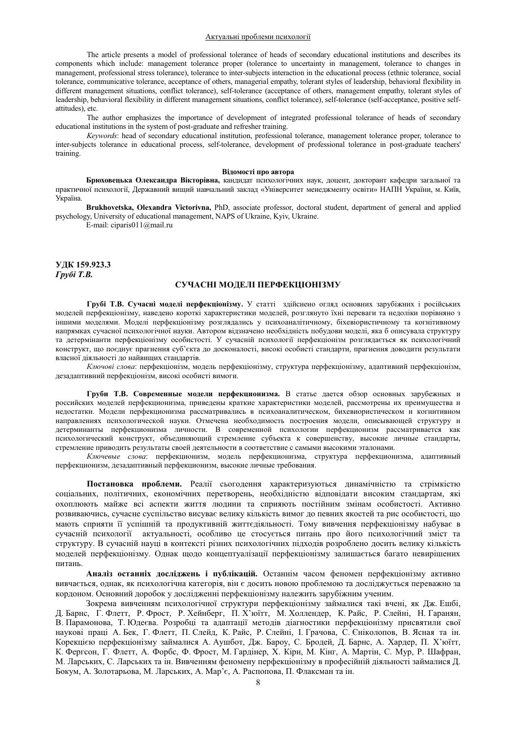The article presents a model of professional tolerance of heads of secondary educational institutions and describes its components which include: management tolerance proper (tolerance to uncertainty in management, tolerance to changes in management, professional stress tolerance), tolerance to inter-subjects interaction in the educational process (ethnic tolerance, social tolerance, communicative tolerance, acceptance of others, managerial empathy, tolerant styles of leadership, behavioral flexibility in different management situations, conflict tolerance), self-tolerance (acceptance of others, management empathy, tolerant styles of leadership, behavioral flexibility in different management situations, conflict tolerance), self-tolerance (self-acceptance, positive self-attitudes), etc.

The author emphasizes the importance of development of integrated professional tolerance of heads of secondary educational institutions in the system of post-graduate and refresher training.

*Keywords*: head of secondary educational institution, professional tolerance, management tolerance proper, tolerance to inter-subjects tolerance in educational process, self-tolerance, development of professional tolerance in post-graduate teachers' training.

**Відомості про автора**

**Брюховецька Олександра Вікторівна,** кандидат психологічних наук, доцент, докторант кафедри загальної та практичної психології, Державний вищий навчальний заклад «Університет менеджменту освіти» НАПН України, м. Київ, Україна.

**Brukhovetska, Olexandra Victorivna,** PhD, associate professor, doctoral student, department of general and applied psychology, University of educational management, NAPS of Ukraine, Kyiv, Ukraine.

E-mail: ciparis011@mail.ru

**УДК 159.923.3**
***Грубі Т.В.***

## СУЧАСНІ МОДЕЛІ ПЕРФЕКЦІОНІЗМУ

**Грубі Т.В. Сучасні моделі перфекціонізму.** У статті здійснено огляд основних зарубіжних і російських моделей перфекціонізму, наведено короткі характеристики моделей, розглянуто їхні переваги та недоліки порівняно з іншими моделями. Моделі перфекціонізму розглядались у психоаналітичному, біхевіористичному та когнітивному напрямках сучасної психологічної науки. Автором відзначено необхідність побудови моделі, яка б описувала структуру та детермінанти перфекціонізму особистості. У сучасній психології перфекціонізм розглядається як психологічний конструкт, що поєднує прагнення суб'єкта до досконалості, високі особисті стандарти, прагнення доводити результати власної діяльності до найвищих стандартів.

*Ключові слова*: перфекціонізм, модель перфекціонізму, структура перфекціонізму, адаптивний перфекціонізм, дезадаптивний перфекціонізм, високі особисті вимоги.

**Груби Т.В. Современные модели перфекционизма.** В статье дается обзор основных зарубежных и российских моделей перфекционизма, приведены краткие характеристики моделей, рассмотрены их преимущества и недостатки. Модели перфекционизма рассматривались в психоаналитическом, бихевиористическом и когнитивном направлениях психологической науки. Отмечена необходимость построения модели, описывающей структуру и детерминанты перфекционизма личности. В современной психологии перфекционизм рассматривается как психологический конструкт, объединяющий стремление субъекта к совершенству, высокие личные стандарты, стремление приводить результаты своей деятельности в соответствие с самыми высокими эталонами.

*Ключевые слова*: перфекционизм, модель перфекционизма, структура перфекционизма, адаптивный перфекционизм, дезадаптивный перфекционизм, высокие личные требования.

**Постановка проблеми.** Реалії сьогодення характеризуються динамічністю та стрімкістю соціальних, політичних, економічних перетворень, необхідністю відповідати високим стандартам, які охоплюють майже всі аспекти життя людини та сприяють постійним змінам особистості. Активно розвиваючись, сучасне суспільство висуває велику кількість вимог до певних якостей та рис особистості, що мають сприяти її успішній та продуктивній життєдіяльності. Тому вивчення перфекціонізму набуває в сучасній психології актуальності, особливо це стосується питань про його психологічний зміст та структуру. В сучасній науці в контексті різних психологічних підходів розроблено досить велику кількість моделей перфекціонізму. Однак щодо концептуалізації перфекціонізму залишається багато невирішених питань.

**Аналіз останніх досліджень і публікацій.** Останнім часом феномен перфекціонізму активно вивчається, однак, як психологічна категорія, він є досить новою проблемою та досліджується переважно за кордоном. Основний доробок у дослідженні перфекціонізму належить зарубіжним ученим.

Зокрема вивченням психологічної структури перфекціонізму займалися такі вчені, як Дж. Ешбі, Д. Барнс, Г. Флетт, Р. Фрост, Р. Хейнберг, П. Х'юїтт, М. Холлендер, К. Райс, Р. Слейні, Н. Гаранян, В. Парамонова, Т. Юдеєва. Розробці та адаптації методів діагностики перфекціонізму присвятили свої наукові праці А. Бек, Г. Флетт, П. Слейд, К. Райс, Р. Слейні, І. Грачова, С. Єніколопов, В. Ясная та ін. Корекцією перфекціонізму займалися А. Аушбот, Дж. Бароу, С. Бродей, Д. Барнс, А. Хардер, П. Х'юїтт, К. Фергсон, Г. Флетт, А. Форбс, Ф. Фрост, М. Гардінер, Х. Кірн, М. Кінг, А. Мартін, С. Мур, Р. Шафран, М. Ларських, С. Ларських та ін. Вивченням феномену перфекціонізму в професійній діяльності займалися Д. Бокум, А. Золотарьова, М. Ларських, А. Мар'є, А. Распопова, П. Флаксман та ін.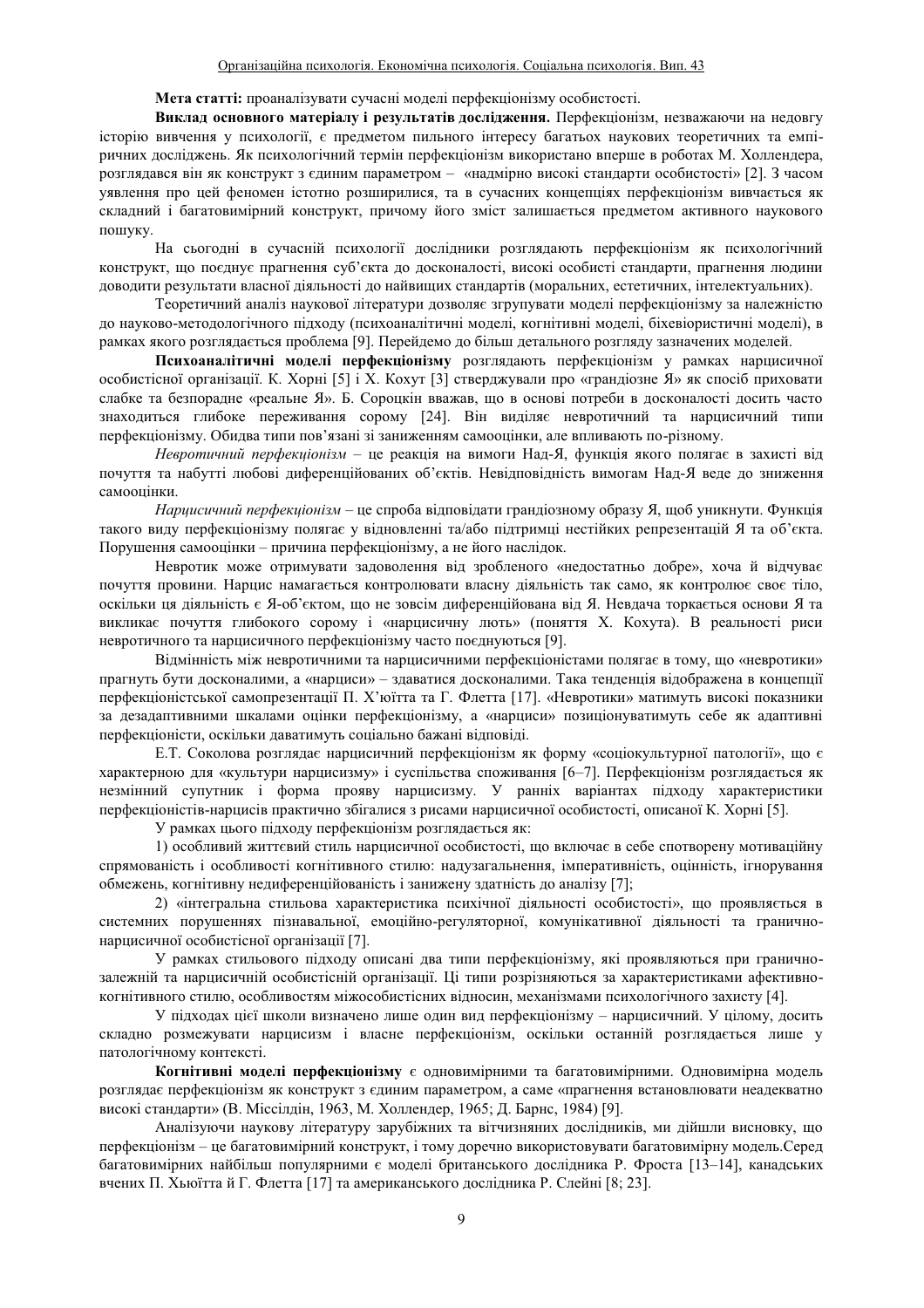**Мета статті:** проаналізувати сучасні моделі перфекціонізму особистості.

**Виклад основного матеріалу і результатів дослідження.** Перфекціонізм, незважаючи на недовгу історію вивчення у психології, є предметом пильного інтересу багатьох наукових теоретичних та емпіричних досліджень. Як психологічний термін перфекціонізм використано вперше в роботах М. Холлендера, розглядався він як конструкт з єдиним параметром – «надмірно високі стандарти особистості» [2]. З часом уявлення про цей феномен істотно розширилися, та в сучасних концепціях перфекціонізм вивчається як складний і багатовимірний конструкт, причому його зміст залишається предметом активного наукового пошуку.

На сьогодні в сучасній психології дослідники розглядають перфекціонізм як психологічний конструкт, що поєднує прагнення суб'єкта до досконалості, високі особисті стандарти, прагнення людини доводити результати власної діяльності до найвищих стандартів (моральних, естетичних, інтелектуальних).

Теоретичний аналіз наукової літератури дозволяє згрупувати моделі перфекціонізму за належністю до науково-методологічного підходу (психоаналітичні моделі, когнітивні моделі, біхевіористичні моделі), в рамках якого розглядається проблема [9]. Перейдемо до більш детального розгляду зазначених моделей.

**Психоаналітичні моделі перфекціонізму** розглядають перфекціонізм у рамках нарцисичної особистісної організації. К. Хорні [5] і Х. Кохут [3] стверджували про «грандіозне Я» як спосіб приховати слабке та безпорадне «реальне Я». Б. Сороцкін вважав, що в основі потреби в досконалості досить часто знаходиться глибоке переживання сорому [24]. Він виділяє невротичний та нарцисичний типи перфекціонізму. Обидва типи пов'язані зі заниженням самооцінки, але впливають по-різному.

*Невротичний перфекціонізм* – це реакція на вимоги Над-Я, функція якого полягає в захисті від почуття та набутті любові диференційованих об'єктів. Невідповідність вимогам Над-Я веде до зниження самооцінки.

*Нарцисичний перфекціонізм* – це спроба відповідати грандіозному образу Я, щоб уникнути. Функція такого виду перфекціонізму полягає у відновленні та/або підтримці нестійких репрезентацій Я та об'єкта. Порушення самооцінки – причина перфекціонізму, а не його наслідок.

Невротик може отримувати задоволення від зробленого «недостатньо добре», хоча й відчуває почуття провини. Нарцис намагається контролювати власну діяльність так само, як контролює своє тіло, оскільки ця діяльність є Я-об'єктом, що не зовсім диференційована від Я. Невдача торкається основи Я та викликає почуття глибокого сорому і «нарцисичну лють» (поняття Х. Кохута). В реальності риси невротичного та нарцисичного перфекціонізму часто поєднуються [9].

Відмінність між невротичними та нарцисичними перфекціоністами полягає в тому, що «невротики» прагнуть бути досконалими, а «нарциси» – здаватися досконалими. Така тенденція відображена в концепції перфекціоністської самопрезентації П. Х'юїтта та Г. Флетта [17]. «Невротики» матимуть високі показники за дезадаптивними шкалами оцінки перфекціонізму, а «нарциси» позиціонуватимуть себе як адаптивні перфекціоністи, оскільки даватимуть соціально бажані відповіді.

Е.Т. Соколова розглядає нарцисичний перфекціонізм як форму «соціокультурної патології», що є характерною для «культури нарцисизму» і суспільства споживання [6–7]. Перфекціонізм розглядається як незмінний супутник і форма прояву нарцисизму. У ранніх варіантах підходу характеристики перфекціоністів-нарцисів практично збігалися з рисами нарцисичної особистості, описаної К. Хорні [5].

У рамках цього підходу перфекціонізм розглядається як:

1) особливий життєвий стиль нарцисичної особистості, що включає в себе спотворену мотиваційну спрямованість і особливості когнітивного стилю: надузагальнення, імперативність, оцінність, ігнорування обмежень, когнітивну недиференційованість і занижену здатність до аналізу [7];

2) «інтегральна стильова характеристика психічної діяльності особистості», що проявляється в системних порушеннях пізнавальної, емоційно-регуляторної, комунікативної діяльності та гранично-нарцисичної особистісної організації [7].

У рамках стильового підходу описані два типи перфекціонізму, які проявляються при гранично-залежній та нарцисичній особистісній організації. Ці типи розрізняються за характеристиками афективно-когнітивного стилю, особливостям міжособистісних відносин, механізмами психологічного захисту [4].

У підходах цієї школи визначено лише один вид перфекціонізму – нарцисичний. У цілому, досить складно розмежувати нарцисизм і власне перфекціонізм, оскільки останній розглядається лише у патологічному контексті.

**Когнітивні моделі перфекціонізму** є одновимірними та багатовимірними. Одновимірна модель розглядає перфекціонізм як конструкт з єдиним параметром, а саме «прагнення встановлювати неадекватно високі стандарти» (В. Міссілдін, 1963, М. Холлендер, 1965; Д. Барнс, 1984) [9].

Аналізуючи наукову літературу зарубіжних та вітчизняних дослідників, ми дійшли висновку, що перфекціонізм – це багатовимірний конструкт, і тому доречно використовувати багатовимірну модель.Серед багатовимірних найбільш популярними є моделі британського дослідника Р. Фроста [13–14], канадських вчених П. Хьюїтта й Г. Флетта [17] та американського дослідника Р. Слейні [8; 23].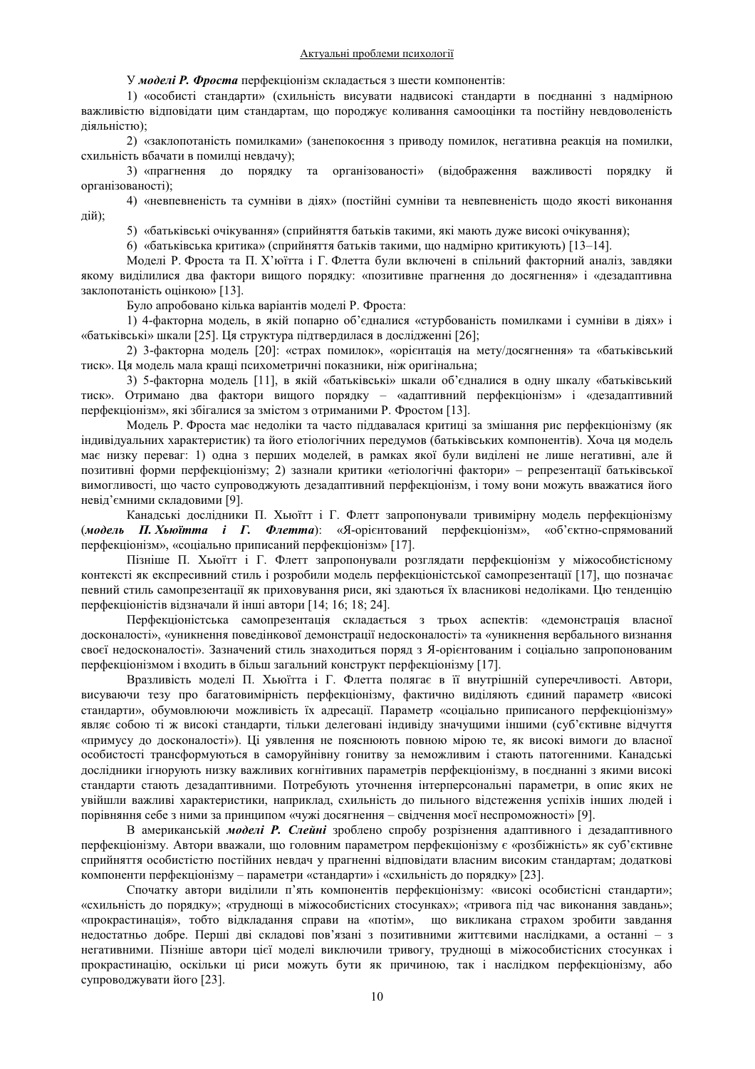У ***моделі Р. Фроста*** перфекціонізм складається з шести компонентів:

1) «особисті стандарти» (схильність висувати надвисокі стандарти в поєднанні з надмірною важливістю відповідати цим стандартам, що породжує коливання самооцінки та постійну невдоволеність діяльністю);

2) «заклопотаність помилками» (занепокоєння з приводу помилок, негативна реакція на помилки, схильність вбачати в помилці невдачу);

3) «прагнення до порядку та організованості» (відображення важливості порядку й організованості);

4) «невпевненість та сумніви в діях» (постійні сумніви та невпевненість щодо якості виконання дій);

5) «батьківські очікування» (сприйняття батьків такими, які мають дуже високі очікування);

6) «батьківська критика» (сприйняття батьків такими, що надмірно критикують) [13–14].

Моделі Р. Фроста та П. Х'юїтта і Г. Флетта були включені в спільний факторний аналіз, завдяки якому виділилися два фактори вищого порядку: «позитивне прагнення до досягнення» і «дезадаптивна заклопотаність оцінкою» [13].

Було апробовано кілька варіантів моделі Р. Фроста:

1) 4-факторна модель, в якій попарно об'єдналися «стурбованість помилками і сумніви в діях» і «батьківські» шкали [25]. Ця структура підтвердилася в дослідженні [26];

2) 3-факторна модель [20]: «страх помилок», «орієнтація на мету/досягнення» та «батьківський тиск». Ця модель мала кращі психометричні показники, ніж оригінальна;

3) 5-факторна модель [11], в якій «батьківські» шкали об'єдналися в одну шкалу «батьківський тиск». Отримано два фактори вищого порядку – «адаптивний перфекціонізм» і «дезадаптивний перфекціонізм», які збігалися за змістом з отриманими Р. Фростом [13].

Модель Р. Фроста має недоліки та часто піддавалася критиці за змішання рис перфекціонізму (як індивідуальних характеристик) та його етіологічних передумов (батьківських компонентів). Хоча ця модель має низку переваг: 1) одна з перших моделей, в рамках якої були виділені не лише негативні, але й позитивні форми перфекціонізму; 2) зазнали критики «етіологічні фактори» – репрезентації батьківської вимогливості, що часто супроводжують дезадаптивний перфекціонізм, і тому вони можуть вважатися його невід'ємними складовими [9].

Канадські дослідники П. Хьюїтт і Г. Флетт запропонували тривимірну модель перфекціонізму (***модель П. Хьюїтта і Г. Флетта***): «Я-орієнтований перфекціонізм», «об'єктно-спрямований перфекціонізм», «соціально приписаний перфекціонізм» [17].

Пізніше П. Хьюїтт і Г. Флетт запропонували розглядати перфекціонізм у міжособистісному контексті як експресивний стиль і розробили модель перфекціоністської самопрезентації [17], що позначає певний стиль самопрезентації як приховування риси, які здаються їх власникові недоліками. Цю тенденцію перфекціоністів відзначали й інші автори [14; 16; 18; 24].

Перфекціоністська самопрезентація складається з трьох аспектів: «демонстрація власної досконалості», «уникнення поведінкової демонстрації недосконалості» та «уникнення вербального визнання своєї недосконалості». Зазначений стиль знаходиться поряд з Я-орієнтованим і соціально запропонованим перфекціонізмом і входить в більш загальний конструкт перфекціонізму [17].

Вразливість моделі П. Хьюїтта і Г. Флетта полягає в її внутрішній суперечливості. Автори, висуваючи тезу про багатовимірність перфекціонізму, фактично виділяють єдиний параметр «високі стандарти», обумовлюючи можливість їх адресації. Параметр «соціально приписаного перфекціонізму» являє собою ті ж високі стандарти, тільки делеговані індивіду значущими іншими (суб'єктивне відчуття «примусу до досконалості»). Ці уявлення не пояснюють повною мірою те, як високі вимоги до власної особистості трансформуються в саморуйнівну гонитву за неможливим і стають патогенними. Канадські дослідники ігнорують низку важливих когнітивних параметрів перфекціонізму, в поєднанні з якими високі стандарти стають дезадаптивними. Потребують уточнення інтерперсональні параметри, в опис яких не увійшли важливі характеристики, наприклад, схильність до пильного відстеження успіхів інших людей і порівняння себе з ними за принципом «чужі досягнення – свідчення моєї неспроможності» [9].

В американській ***моделі Р. Слейні*** зроблено спробу розрізнення адаптивного і дезадаптивного перфекціонізму. Автори вважали, що головним параметром перфекціонізму є «розбіжність» як суб'єктивне сприйняття особистістю постійних невдач у прагненні відповідати власним високим стандартам; додаткові компоненти перфекціонізму – параметри «стандарти» і «схильність до порядку» [23].

Спочатку автори виділили п'ять компонентів перфекціонізму: «високі особистісні стандарти»; «схильність до порядку»; «труднощі в міжособистісних стосунках»; «тривога під час виконання завдань»; «прокрастинація», тобто відкладання справи на «потім», що викликана страхом зробити завдання недостатньо добре. Перші дві складові пов'язані з позитивними життєвими наслідками, а останні – з негативними. Пізніше автори цієї моделі виключили тривогу, труднощі в міжособистісних стосунках і прокрастинацію, оскільки ці риси можуть бути як причиною, так і наслідком перфекціонізму, або супроводжувати його [23].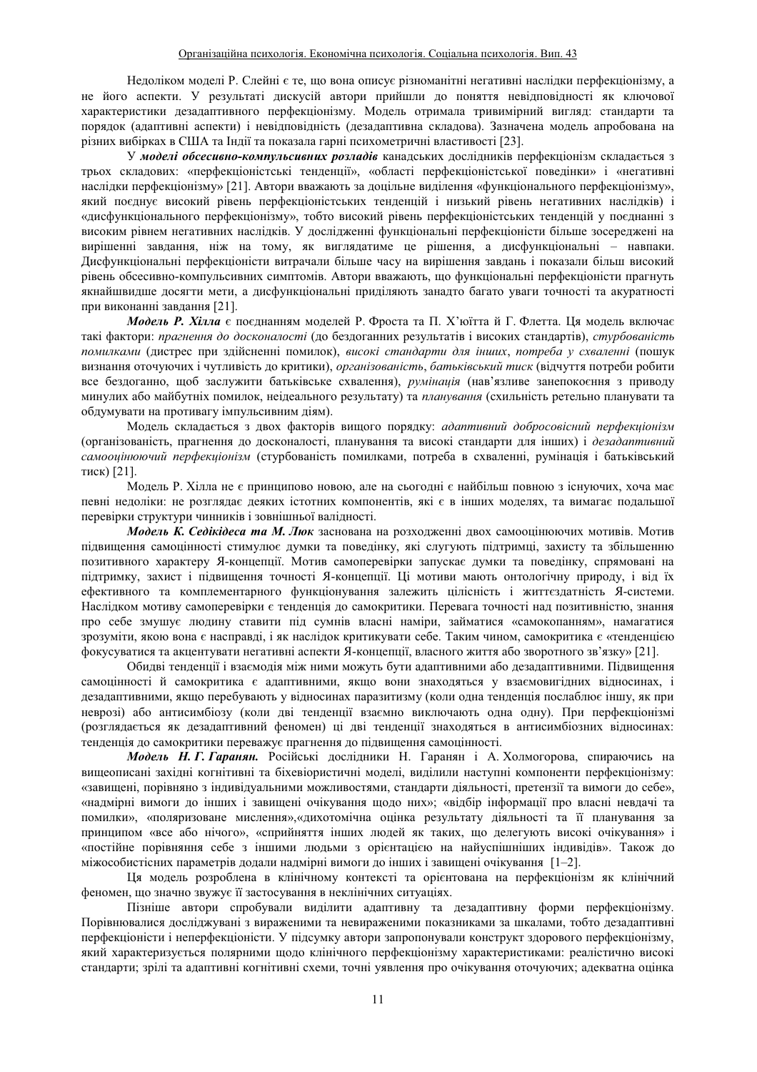Недоліком моделі Р. Слейні є те, що вона описує різноманітні негативні наслідки перфекціонізму, а не його аспекти. У результаті дискусій автори прийшли до поняття невідповідності як ключової характеристики дезадаптивного перфекціонізму. Модель отримала тривимірний вигляд: стандарти та порядок (адаптивні аспекти) і невідповідність (дезадаптивна складова). Зазначена модель апробована на різних вибірках в США та Індії та показала гарні психометричні властивості [23].

У ***моделі обсесивно-компульсивних розладів*** канадських дослідників перфекціонізм складається з трьох складових: «перфекціоністські тенденції», «області перфекціоністської поведінки» і «негативні наслідки перфекціонізму» [21]. Автори вважають за доцільне виділення «функціонального перфекціонізму», який поєднує високий рівень перфекціоністських тенденцій і низький рівень негативних наслідків) і «дисфункціонального перфекціонізму», тобто високий рівень перфекціоністських тенденцій у поєднанні з високим рівнем негативних наслідків. У дослідженні функціональні перфекціоністи більше зосереджені на вирішенні завдання, ніж на тому, як виглядатиме це рішення, а дисфункціональні – навпаки. Дисфункціональні перфекціоністи витрачали більше часу на вирішення завдань і показали більш високий рівень обсесивно-компульсивних симптомів. Автори вважають, що функціональні перфекціоністи прагнуть якнайшвидше досягти мети, а дисфункціональні приділяють занадто багато уваги точності та акуратності при виконанні завдання [21].

***Модель Р. Хілла*** є поєднанням моделей Р. Фроста та П. Х'юїтта й Г. Флетта. Ця модель включає такі фактори: *прагнення до досконалості* (до бездоганних результатів і високих стандартів), *стурбованість помилками* (дистрес при здійсненні помилок), *високі стандарти для інших*, *потреба у схваленні* (пошук визнання оточуючих і чутливість до критики), *організованість*, *батьківський тиск* (відчуття потреби робити все бездоганно, щоб заслужити батьківське схвалення), *румінація* (нав'язливе занепокоєння з приводу минулих або майбутніх помилок, неідеального результату) та *планування* (схильність ретельно планувати та обдумувати на противагу імпульсивним діям).

Модель складається з двох факторів вищого порядку: *адаптивний добросовісний перфекціонізм* (організованість, прагнення до досконалості, планування та високі стандарти для інших) і *дезадаптивний самооцінюючий перфекціонізм* (стурбованість помилками, потреба в схваленні, румінація і батьківський тиск) [21].

Модель Р. Хілла не є принципово новою, але на сьогодні є найбільш повною з існуючих, хоча має певні недоліки: не розглядає деяких істотних компонентів, які є в інших моделях, та вимагає подальшої перевірки структури чинників і зовнішньої валідності.

***Модель К. Седікідеса та М. Люк*** заснована на розходженні двох самооцінюючих мотивів. Мотив підвищення самоцінності стимулює думки та поведінку, які слугують підтримці, захисту та збільшенню позитивного характеру Я-концепції. Мотив самоперевірки запускає думки та поведінку, спрямовані на підтримку, захист і підвищення точності Я-концепції. Ці мотиви мають онтологічну природу, і від їх ефективного та комплементарного функціонування залежить цілісність і життєздатність Я-системи. Наслідком мотиву самоперевірки є тенденція до самокритики. Перевага точності над позитивністю, знання про себе змушує людину ставити під сумнів власні наміри, займатися «самокопанням», намагатися зрозуміти, якою вона є насправді, і як наслідок критикувати себе. Таким чином, самокритика є «тенденцією фокусуватися та акцентувати негативні аспекти Я-концепції, власного життя або зворотного зв'язку» [21].

Обидві тенденції і взаємодія між ними можуть бути адаптивними або дезадаптивними. Підвищення самоцінності й самокритика є адаптивними, якщо вони знаходяться у взаємовигідних відносинах, і дезадаптивними, якщо перебувають у відносинах паразитизму (коли одна тенденція послаблює іншу, як при неврозі) або антисимбіозу (коли дві тенденції взаємно виключають одна одну). При перфекціонізмі (розглядається як дезадаптивний феномен) ці дві тенденції знаходяться в антисимбіозних відносинах: тенденція до самокритики переважає прагнення до підвищення самоцінності.

***Модель Н. Г. Гаранян.*** Російські дослідники Н. Гаранян і А. Холмогорова, спираючись на вищеописані західні когнітивні та біхевіористичні моделі, виділили наступні компоненти перфекціонізму: «завищені, порівняно з індивідуальними можливостями, стандарти діяльності, претензії та вимоги до себе», «надмірні вимоги до інших і завищені очікування щодо них»; «відбір інформації про власні невдачі та помилки», «поляризоване мислення»,«дихотомічна оцінка результату діяльності та її планування за принципом «все або нічого», «сприйняття інших людей як таких, що делегують високі очікування» і «постійне порівняння себе з іншими людьми з орієнтацією на найуспішніших індивідів». Також до міжособистісних параметрів додали надмірні вимоги до інших і завищені очікування [1–2].

Ця модель розроблена в клінічному контексті та орієнтована на перфекціонізм як клінічний феномен, що значно звужує її застосування в неклінічних ситуаціях.

Пізніше автори спробували виділити адаптивну та дезадаптивну форми перфекціонізму. Порівнювалися досліджувані з вираженими та невираженими показниками за шкалами, тобто дезадаптивні перфекціоністи і неперфекціоністи. У підсумку автори запропонували конструкт здорового перфекціонізму, який характеризується полярними щодо клінічного перфекціонізму характеристиками: реалістично високі стандарти; зрілі та адаптивні когнітивні схеми, точні уявлення про очікування оточуючих; адекватна оцінка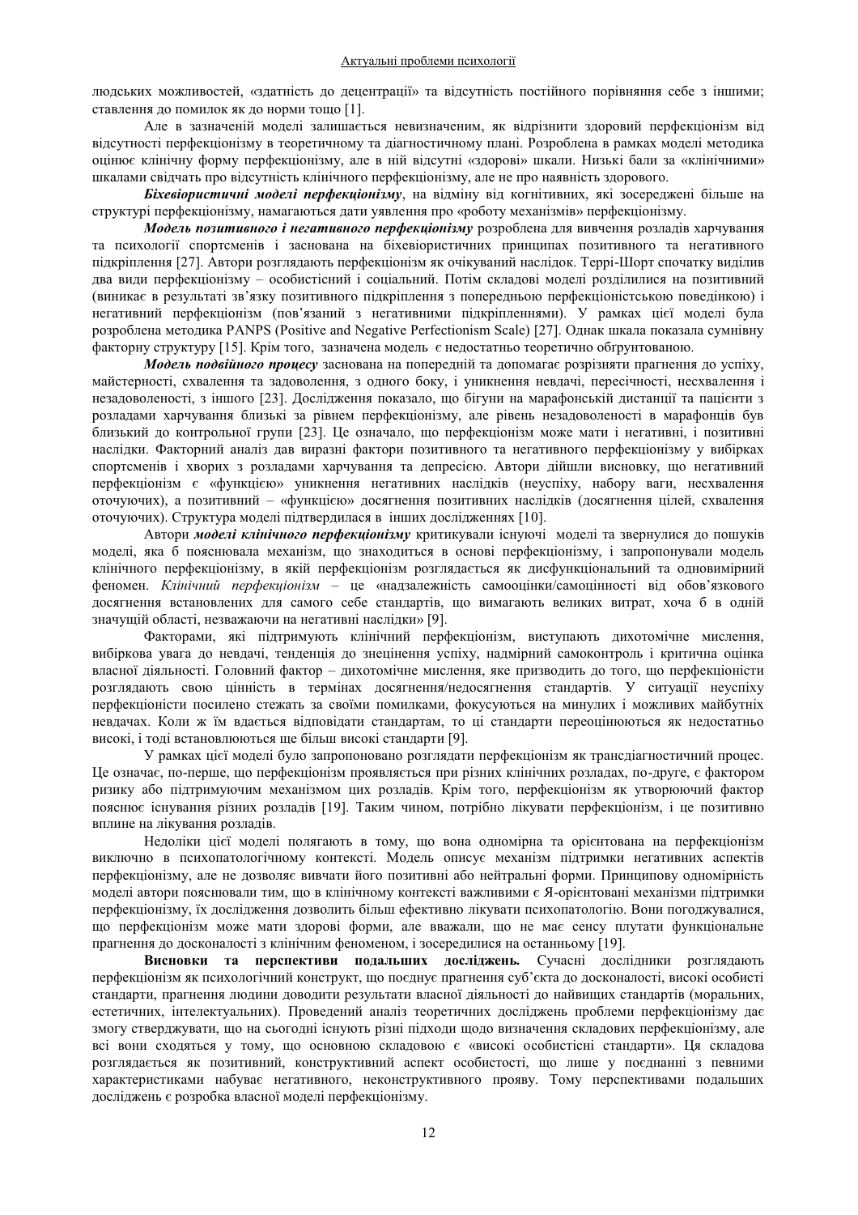людських можливостей, «здатність до децентрації» та відсутність постійного порівняння себе з іншими; ставлення до помилок як до норми тощо [1].

Але в зазначеній моделі залишається невизначеним, як відрізнити здоровий перфекціонізм від відсутності перфекціонізму в теоретичному та діагностичному плані. Розроблена в рамках моделі методика оцінює клінічну форму перфекціонізму, але в ній відсутні «здорові» шкали. Низькі бали за «клінічними» шкалами свідчать про відсутність клінічного перфекціонізму, але не про наявність здорового.

***Біхевіористичні моделі перфекціонізму***, на відміну від когнітивних, які зосереджені більше на структурі перфекціонізму, намагаються дати уявлення про «роботу механізмів» перфекціонізму.

***Модель позитивного і негативного перфекціонізму*** розроблена для вивчення розладів харчування та психології спортсменів і заснована на біхевіористичних принципах позитивного та негативного підкріплення [27]. Автори розглядають перфекціонізм як очікуваний наслідок. Террі-Шорт спочатку виділив два види перфекціонізму – особистісний і соціальний. Потім складові моделі розділилися на позитивний (виникає в результаті зв'язку позитивного підкріплення з попередньою перфекціоністською поведінкою) і негативний перфекціонізм (пов'язаний з негативними підкріпленнями). У рамках цієї моделі була розроблена методика PANPS (Positive and Negative Perfectionism Scale) [27]. Однак шкала показала сумнівну факторну структуру [15]. Крім того, зазначена модель є недостатньо теоретично обгрунтованою.

***Модель подвійного процесу*** заснована на попередній та допомагає розрізняти прагнення до успіху, майстерності, схвалення та задоволення, з одного боку, і уникнення невдачі, пересічності, несхвалення і незадоволеності, з іншого [23]. Дослідження показало, що бігуни на марафонській дистанції та пацієнти з розладами харчування близькі за рівнем перфекціонізму, але рівень незадоволеності в марафонців був близький до контрольної групи [23]. Це означало, що перфекціонізм може мати і негативні, і позитивні наслідки. Факторний аналіз дав виразні фактори позитивного та негативного перфекціонізму у вибірках спортсменів і хворих з розладами харчування та депресією. Автори дійшли висновку, що негативний перфекціонізм є «функцією» уникнення негативних наслідків (неуспіху, набору ваги, несхвалення оточуючих), а позитивний – «функцією» досягнення позитивних наслідків (досягнення цілей, схвалення оточуючих). Структура моделі підтвердилася в інших дослідженнях [10].

Автори ***моделі клінічного перфекціонізму*** критикували існуючі моделі та звернулися до пошуків моделі, яка б пояснювала механізм, що знаходиться в основі перфекціонізму, і запропонували модель клінічного перфекціонізму, в якій перфекціонізм розглядається як дисфункціональний та одновимірний феномен. *Клінічний перфекціонізм* – це «надзалежність самооцінки/самоцінності від обов'язкового досягнення встановлених для самого себе стандартів, що вимагають великих витрат, хоча б в одній значущій області, незважаючи на негативні наслідки» [9].

Факторами, які підтримують клінічний перфекціонізм, виступають дихотомічне мислення, вибіркова увага до невдачі, тенденція до знецінення успіху, надмірний самоконтроль і критична оцінка власної діяльності. Головний фактор – дихотомічне мислення, яке призводить до того, що перфекціоністи розглядають свою цінність в термінах досягнення/недосягнення стандартів. У ситуації неуспіху перфекціоністи посилено стежать за своїми помилками, фокусуються на минулих і можливих майбутніх невдачах. Коли ж їм вдається відповідати стандартам, то ці стандарти переоцінюються як недостатньо високі, і тоді встановлюються ще більш високі стандарти [9].

У рамках цієї моделі було запропоновано розглядати перфекціонізм як трансдіагностичний процес. Це означає, по-перше, що перфекціонізм проявляється при різних клінічних розладах, по-друге, є фактором ризику або підтримуючим механізмом цих розладів. Крім того, перфекціонізм як утворюючий фактор пояснює існування різних розладів [19]. Таким чином, потрібно лікувати перфекціонізм, і це позитивно вплине на лікування розладів.

Недоліки цієї моделі полягають в тому, що вона одномірна та орієнтована на перфекціонізм виключно в психопатологічному контексті. Модель описує механізм підтримки негативних аспектів перфекціонізму, але не дозволяє вивчати його позитивні або нейтральні форми. Принципову одномірність моделі автори пояснювали тим, що в клінічному контексті важливими є Я-орієнтовані механізми підтримки перфекціонізму, їх дослідження дозволить більш ефективно лікувати психопатологію. Вони погоджувалися, що перфекціонізм може мати здорові форми, але вважали, що не має сенсу плутати функціональне прагнення до досконалості з клінічним феноменом, і зосередилися на останньому [19].

**Висновки та перспективи подальших досліджень.** Сучасні дослідники розглядають перфекціонізм як психологічний конструкт, що поєднує прагнення суб'єкта до досконалості, високі особисті стандарти, прагнення людини доводити результати власної діяльності до найвищих стандартів (моральних, естетичних, інтелектуальних). Проведений аналіз теоретичних досліджень проблеми перфекціонізму дає змогу стверджувати, що на сьогодні існують різні підходи щодо визначення складових перфекціонізму, але всі вони сходяться у тому, що основною складовою є «високі особистісні стандарти». Ця складова розглядається як позитивний, конструктивний аспект особистості, що лише у поєднанні з певними характеристиками набуває негативного, неконструктивного прояву. Тому перспективами подальших досліджень є розробка власної моделі перфекціонізму.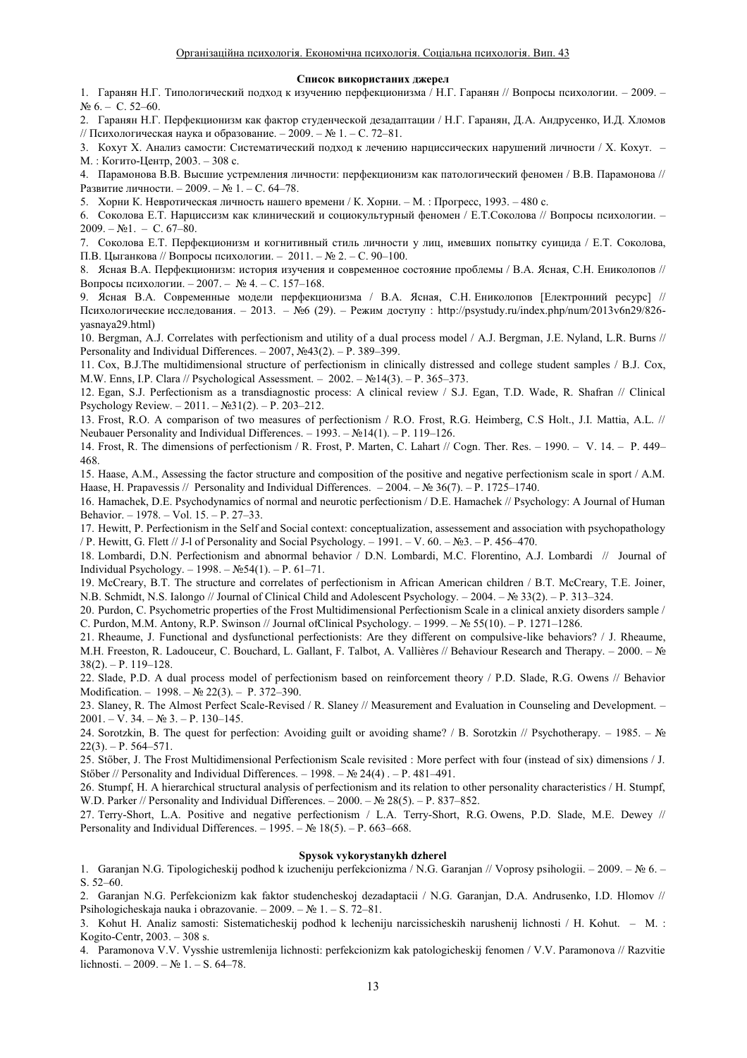**Список використаних джерел**

1. Гаранян Н.Г. Типологический подход к изучению перфекционизма / Н.Г. Гаранян // Вопросы психологии. – 2009. – № 6. – С. 52–60.
2. Гаранян Н.Г. Перфекционизм как фактор студенческой дезадаптации / Н.Г. Гаранян, Д.А. Андрусенко, И.Д. Хломов // Психологическая наука и образование. – 2009. – № 1. – С. 72–81.
3. Кохут Х. Анализ самости: Систематический подход к лечению нарциссических нарушений личности / Х. Кохут. – М. : Когито-Центр, 2003. – 308 с.
4. Парамонова В.В. Высшие устремления личности: перфекционизм как патологический феномен / В.В. Парамонова // Развитие личности. – 2009. – № 1. – С. 64–78.
5. Хорни К. Невротическая личность нашего времени / К. Хорни. – М. : Прогресс, 1993. – 480 с.
6. Соколова Е.Т. Нарциссизм как клинический и социокультурный феномен / Е.Т.Соколова // Вопросы психологии. – 2009. – №1. – С. 67–80.
7. Соколова Е.Т. Перфекционизм и когнитивный стиль личности у лиц, имевших попытку суицида / Е.Т. Соколова, П.В. Цыганкова // Вопросы психологии. – 2011. – № 2. – С. 90–100.
8. Ясная В.А. Перфекционизм: история изучения и современное состояние проблемы / В.А. Ясная, С.Н. Ениколопов // Вопросы психологии. – 2007. – № 4. – С. 157–168.
9. Ясная В.А. Современные модели перфекционизма / В.А. Ясная, С.Н. Ениколопов [Електронний ресурс] // Психологические исследования. – 2013. – №6 (29). – Режим доступу : http://psystudy.ru/index.php/num/2013v6n29/826-yasnaya29.html)
10. Bergman, A.J. Correlates with perfectionism and utility of a dual process model / A.J. Bergman, J.E. Nyland, L.R. Burns // Personality and Individual Differences. – 2007, №43(2). – P. 389–399.
11. Cox, B.J.The multidimensional structure of perfectionism in clinically distressed and college student samples / B.J. Cox, M.W. Enns, I.P. Clara // Psychological Assessment. – 2002. – №14(3). – P. 365–373.
12. Egan, S.J. Perfectionism as a transdiagnostic process: A clinical review / S.J. Egan, T.D. Wade, R. Shafran // Clinical Psychology Review. – 2011. – №31(2). – P. 203–212.
13. Frost, R.O. A comparison of two measures of perfectionism / R.O. Frost, R.G. Heimberg, C.S Holt., J.I. Mattia, A.L. // Neubauer Personality and Individual Differences. – 1993. – №14(1). – P. 119–126.
14. Frost, R. The dimensions of perfectionism / R. Frost, P. Marten, C. Lahart // Cogn. Ther. Res. – 1990. – V. 14. – P. 449–468.
15. Haase, A.M., Assessing the factor structure and composition of the positive and negative perfectionism scale in sport / A.M. Haase, H. Prapavessis // Personality and Individual Differences. – 2004. – № 36(7). – P. 1725–1740.
16. Hamachek, D.E. Psychodynamics of normal and neurotic perfectionism / D.E. Hamachek // Psychology: A Journal of Human Behavior. – 1978. – Vol. 15. – P. 27–33.
17. Hewitt, P. Perfectionism in the Self and Social context: conceptualization, assessement and association with psychopathology / P. Hewitt, G. Flett // J-l of Personality and Social Psychology. – 1991. – V. 60. – №3. – P. 456–470.
18. Lombardi, D.N. Perfectionism and abnormal behavior / D.N. Lombardi, M.C. Florentino, A.J. Lombardi // Journal of Individual Psychology. – 1998. – №54(1). – P. 61–71.
19. McCreary, B.T. The structure and correlates of perfectionism in African American children / B.T. McCreary, T.E. Joiner, N.B. Schmidt, N.S. Ialongo // Journal of Clinical Child and Adolescent Psychology. – 2004. – № 33(2). – P. 313–324.
20. Purdon, C. Psychometric properties of the Frost Multidimensional Perfectionism Scale in a clinical anxiety disorders sample / C. Purdon, M.M. Antony, R.P. Swinson // Journal ofClinical Psychology. – 1999. – № 55(10). – P. 1271–1286.
21. Rheaume, J. Functional and dysfunctional perfectionists: Are they different on compulsive-like behaviors? / J. Rheaume, M.H. Freeston, R. Ladouceur, C. Bouchard, L. Gallant, F. Talbot, A. Vallières // Behaviour Research and Therapy. – 2000. – № 38(2). – P. 119–128.
22. Slade, P.D. A dual process model of perfectionism based on reinforcement theory / P.D. Slade, R.G. Owens // Behavior Modification. – 1998. – № 22(3). – P. 372–390.
23. Slaney, R. The Almost Perfect Scale-Revised / R. Slaney // Measurement and Evaluation in Counseling and Development. – 2001. – V. 34. – № 3. – P. 130–145.
24. Sorotzkin, B. The quest for perfection: Avoiding guilt or avoiding shame? / B. Sorotzkin // Psychotherapy. – 1985. – № 22(3). – P. 564–571.
25. Stőber, J. The Frost Multidimensional Perfectionism Scale revisited : More perfect with four (instead of six) dimensions / J. Stőber // Personality and Individual Differences. – 1998. – № 24(4) . – P. 481–491.
26. Stumpf, H. A hierarchical structural analysis of perfectionism and its relation to other personality characteristics / H. Stumpf, W.D. Parker // Personality and Individual Differences. – 2000. – № 28(5). – P. 837–852.
27. Terry-Short, L.A. Positive and negative perfectionism / L.A. Terry-Short, R.G. Owens, P.D. Slade, M.E. Dewey // Personality and Individual Differences. – 1995. – № 18(5). – P. 663–668.

**Spysok vykorystanykh dzherel**

1. Garanjan N.G. Tipologicheskij podhod k izucheniju perfekcionizma / N.G. Garanjan // Voprosy psihologii. – 2009. – № 6. – S. 52–60.
2. Garanjan N.G. Perfekcionizm kak faktor studencheskoj dezadaptacii / N.G. Garanjan, D.A. Andrusenko, I.D. Hlomov // Psihologicheskaja nauka i obrazovanie. – 2009. – № 1. – S. 72–81.
3. Kohut H. Analiz samosti: Sistematicheskij podhod k lecheniju narcissicheskih narushenij lichnosti / H. Kohut. – M. : Kogito-Centr, 2003. – 308 s.
4. Paramonova V.V. Vysshie ustremlenija lichnosti: perfekcionizm kak patologicheskij fenomen / V.V. Paramonova // Razvitie lichnosti. – 2009. – № 1. – S. 64–78.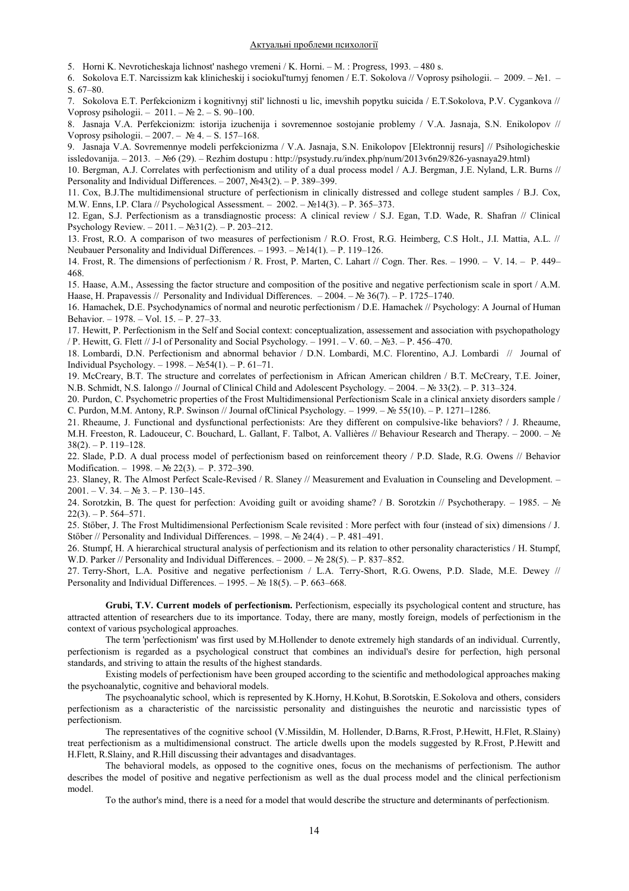5. Horni K. Nevroticheskaja lichnost' nashego vremeni / K. Horni. – M. : Progress, 1993. – 480 s.

6. Sokolova E.T. Narcissizm kak klinicheskij i sociokul'turnyj fenomen / E.T. Sokolova // Voprosy psihologii. – 2009. – №1. – S. 67–80.

7. Sokolova E.T. Perfekcionizm i kognitivnyj stil' lichnosti u lic, imevshih popytku suicida / E.T.Sokolova, P.V. Cygankova // Voprosy psihologii. – 2011. – № 2. – S. 90–100.

8. Jasnaja V.A. Perfekcionizm: istorija izuchenija i sovremennoe sostojanie problemy / V.A. Jasnaja, S.N. Enikolopov // Voprosy psihologii. – 2007. – № 4. – S. 157–168.

9. Jasnaja V.A. Sovremennye modeli perfekcionizma / V.A. Jasnaja, S.N. Enikolopov [Elektronnij resurs] // Psihologicheskie issledovanija. – 2013. – №6 (29). – Rezhim dostupu : http://psystudy.ru/index.php/num/2013v6n29/826-yasnaya29.html)

10. Bergman, A.J. Correlates with perfectionism and utility of a dual process model / A.J. Bergman, J.E. Nyland, L.R. Burns // Personality and Individual Differences. – 2007, №43(2). – P. 389–399.

11. Cox, B.J.The multidimensional structure of perfectionism in clinically distressed and college student samples / B.J. Cox, M.W. Enns, I.P. Clara // Psychological Assessment. – 2002. – №14(3). – P. 365–373.

12. Egan, S.J. Perfectionism as a transdiagnostic process: A clinical review / S.J. Egan, T.D. Wade, R. Shafran // Clinical Psychology Review. – 2011. – №31(2). – P. 203–212.

13. Frost, R.O. A comparison of two measures of perfectionism / R.O. Frost, R.G. Heimberg, C.S Holt., J.I. Mattia, A.L. // Neubauer Personality and Individual Differences. – 1993. – №14(1). – P. 119–126.

14. Frost, R. The dimensions of perfectionism / R. Frost, P. Marten, C. Lahart // Cogn. Ther. Res. – 1990. – V. 14. – P. 449–468.

15. Haase, A.M., Assessing the factor structure and composition of the positive and negative perfectionism scale in sport / A.M. Haase, H. Prapavessis // Personality and Individual Differences. – 2004. – № 36(7). – P. 1725–1740.

16. Hamachek, D.E. Psychodynamics of normal and neurotic perfectionism / D.E. Hamachek // Psychology: A Journal of Human Behavior. – 1978. – Vol. 15. – P. 27–33.

17. Hewitt, P. Perfectionism in the Self and Social context: conceptualization, assessement and association with psychopathology / P. Hewitt, G. Flett // J-l of Personality and Social Psychology. – 1991. – V. 60. – №3. – P. 456–470.

18. Lombardi, D.N. Perfectionism and abnormal behavior / D.N. Lombardi, M.C. Florentino, A.J. Lombardi // Journal of Individual Psychology. – 1998. – №54(1). – P. 61–71.

19. McCreary, B.T. The structure and correlates of perfectionism in African American children / B.T. McCreary, T.E. Joiner, N.B. Schmidt, N.S. Ialongo // Journal of Clinical Child and Adolescent Psychology. – 2004. – № 33(2). – P. 313–324.

20. Purdon, C. Psychometric properties of the Frost Multidimensional Perfectionism Scale in a clinical anxiety disorders sample / C. Purdon, M.M. Antony, R.P. Swinson // Journal ofClinical Psychology. – 1999. – № 55(10). – P. 1271–1286.

21. Rheaume, J. Functional and dysfunctional perfectionists: Are they different on compulsive-like behaviors? / J. Rheaume, M.H. Freeston, R. Ladouceur, C. Bouchard, L. Gallant, F. Talbot, A. Vallières // Behaviour Research and Therapy. – 2000. – № 38(2). – P. 119–128.

22. Slade, P.D. A dual process model of perfectionism based on reinforcement theory / P.D. Slade, R.G. Owens // Behavior Modification. – 1998. – № 22(3). – P. 372–390.

23. Slaney, R. The Almost Perfect Scale-Revised / R. Slaney // Measurement and Evaluation in Counseling and Development. – 2001. – V. 34. – № 3. – P. 130–145.

24. Sorotzkin, B. The quest for perfection: Avoiding guilt or avoiding shame? / B. Sorotzkin // Psychotherapy. – 1985. – № 22(3). – P. 564–571.

25. Stőber, J. The Frost Multidimensional Perfectionism Scale revisited : More perfect with four (instead of six) dimensions / J. Stőber // Personality and Individual Differences. – 1998. – № 24(4) . – P. 481–491.

26. Stumpf, H. A hierarchical structural analysis of perfectionism and its relation to other personality characteristics / H. Stumpf, W.D. Parker // Personality and Individual Differences. – 2000. – № 28(5). – P. 837–852.

27. Terry-Short, L.A. Positive and negative perfectionism / L.A. Terry-Short, R.G. Owens, P.D. Slade, M.E. Dewey // Personality and Individual Differences. – 1995. – № 18(5). – P. 663–668.

**Grubi, T.V. Current models of perfectionism.** Perfectionism, especially its psychological content and structure, has attracted attention of researchers due to its importance. Today, there are many, mostly foreign, models of perfectionism in the context of various psychological approaches.

The term 'perfectionism' was first used by M.Hollender to denote extremely high standards of an individual. Currently, perfectionism is regarded as a psychological construct that combines an individual's desire for perfection, high personal standards, and striving to attain the results of the highest standards.

Existing models of perfectionism have been grouped according to the scientific and methodological approaches making the psychoanalytic, cognitive and behavioral models.

The psychoanalytic school, which is represented by K.Horny, H.Kohut, B.Sorotskin, E.Sokolova and others, considers perfectionism as a characteristic of the narcissistic personality and distinguishes the neurotic and narcissistic types of perfectionism.

The representatives of the cognitive school (V.Missildin, M. Hollender, D.Barns, R.Frost, P.Hewitt, H.Flet, R.Slainy) treat perfectionism as a multidimensional construct. The article dwells upon the models suggested by R.Frost, P.Hewitt and H.Flett, R.Slainy, and R.Hill discussing their advantages and disadvantages.

The behavioral models, as opposed to the cognitive ones, focus on the mechanisms of perfectionism. The author describes the model of positive and negative perfectionism as well as the dual process model and the clinical perfectionism model.

To the author's mind, there is a need for a model that would describe the structure and determinants of perfectionism.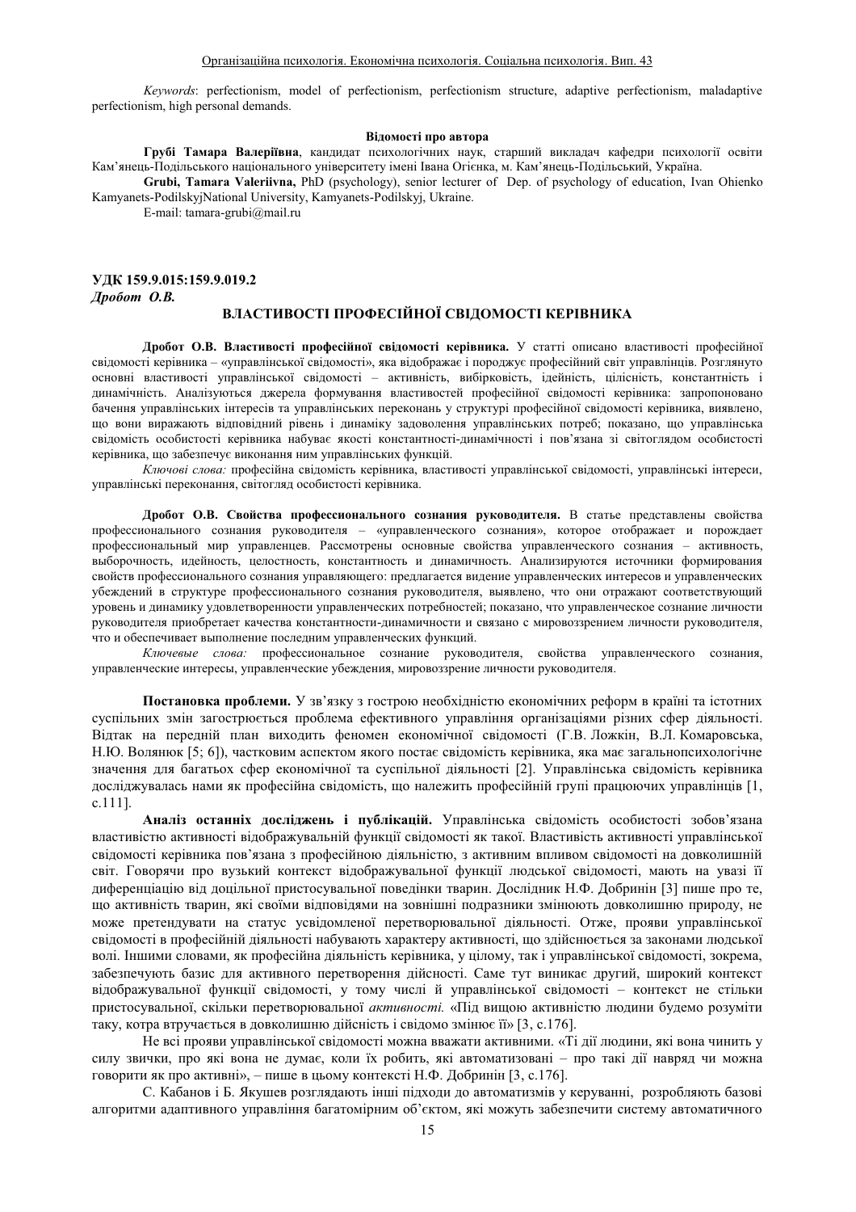*Keywords*: perfectionism, model of perfectionism, perfectionism structure, adaptive perfectionism, maladaptive perfectionism, high personal demands.

**Відомості про автора**

**Грубі Тамара Валеріївна**, кандидат психологічних наук, старший викладач кафедри психології освіти Кам'янець-Подільського національного університету імені Івана Огієнка, м. Кам'янець-Подільський, Україна.

**Grubi, Tamara Valeriivna,** PhD (psychology), senior lecturer of Dep. of psychology of education, Ivan Ohienko Kamyanets-PodilskyjNational University, Kamyanets-Podilskyj, Ukraine.

E-mail: tamara-grubi@mail.ru

**УДК 159.9.015:159.9.019.2**

***Дробот О.В.***

## ВЛАСТИВОСТІ ПРОФЕСІЙНОЇ СВІДОМОСТІ КЕРІВНИКА

**Дробот О.В. Властивості професійної свідомості керівника.** У статті описано властивості професійної свідомості керівника – «управлінської свідомості», яка відображає і породжує професійний світ управлінців. Розглянуто основні властивості управлінської свідомості – активність, вибірковість, ідейність, цілісність, константність і динамічність. Аналізуються джерела формування властивостей професійної свідомості керівника: запропоновано бачення управлінських інтересів та управлінських переконань у структурі професійної свідомості керівника, виявлено, що вони виражають відповідний рівень і динаміку задоволення управлінських потреб; показано, що управлінська свідомість особистості керівника набуває якості константності-динамічності і пов'язана зі світоглядом особистості керівника, що забезпечує виконання ним управлінських функцій.

*Ключові слова:* професійна свідомість керівника, властивості управлінської свідомості, управлінські інтереси, управлінські переконання, світогляд особистості керівника.

**Дробот О.В. Свойства профессионального сознания руководителя.** В статье представлены свойства профессионального сознания руководителя – «управленческого сознания», которое отображает и порождает профессиональный мир управленцев. Рассмотрены основные свойства управленческого сознания – активность, выборочность, идейность, целостность, константность и динамичность. Анализируются источники формирования свойств профессионального сознания управляющего: предлагается видение управленческих интересов и управленческих убеждений в структуре профессионального сознания руководителя, выявлено, что они отражают соответствующий уровень и динамику удовлетворенности управленческих потребностей; показано, что управленческое сознание личности руководителя приобретает качества константности-динамичности и связано с мировоззрением личности руководителя, что и обеспечивает выполнение последним управленческих функций.

*Ключевые слова:* профессиональное сознание руководителя, свойства управленческого сознания, управленческие интересы, управленческие убеждения, мировоззрение личности руководителя.

**Постановка проблеми.** У зв'язку з гострою необхідністю економічних реформ в країні та істотних суспільних змін загострюється проблема ефективного управління організаціями різних сфер діяльності. Відтак на передній план виходить феномен економічної свідомості (Г.В. Ложкін, В.Л. Комаровська, Н.Ю. Волянюк [5; 6]), частковим аспектом якого постає свідомість керівника, яка має загальнопсихологічне значення для багатьох сфер економічної та суспільної діяльності [2]. Управлінська свідомість керівника досліджувалась нами як професійна свідомість, що належить професійній групі працюючих управлінців [1, с.111].

**Аналіз останніх досліджень і публікацій.** Управлінська свідомість особистості зобов'язана властивістю активності відображувальній функції свідомості як такої. Властивість активності управлінської свідомості керівника пов'язана з професійною діяльністю, з активним впливом свідомості на довколишній світ. Говорячи про вузький контекст відображувальної функції людської свідомості, мають на увазі її диференціацію від доцільної пристосувальної поведінки тварин. Дослідник Н.Ф. Добринін [3] пише про те, що активність тварин, які своїми відповідями на зовнішні подразники змінюють довколишню природу, не може претендувати на статус усвідомленої перетворювальної діяльності. Отже, прояви управлінської свідомості в професійній діяльності набувають характеру активності, що здійснюється за законами людської волі. Іншими словами, як професійна діяльність керівника, у цілому, так і управлінської свідомості, зокрема, забезпечують базис для активного перетворення дійсності. Саме тут виникає другий, широкий контекст відображувальної функції свідомості, у тому числі й управлінської свідомості – контекст не стільки пристосувальної, скільки перетворювальної *активності.* «Під вищою активністю людини будемо розуміти таку, котра втручається в довколишню дійсність і свідомо змінює її» [3, с.176].

Не всі прояви управлінської свідомості можна вважати активними. «Ті дії людини, які вона чинить у силу звички, про які вона не думає, коли їх робить, які автоматизовані – про такі дії навряд чи можна говорити як про активні», – пише в цьому контексті Н.Ф. Добринін [3, с.176].

С. Кабанов і Б. Якушев розглядають інші підходи до автоматизмів у керуванні, розробляють базові алгоритми адаптивного управління багатомірним об'єктом, які можуть забезпечити систему автоматичного